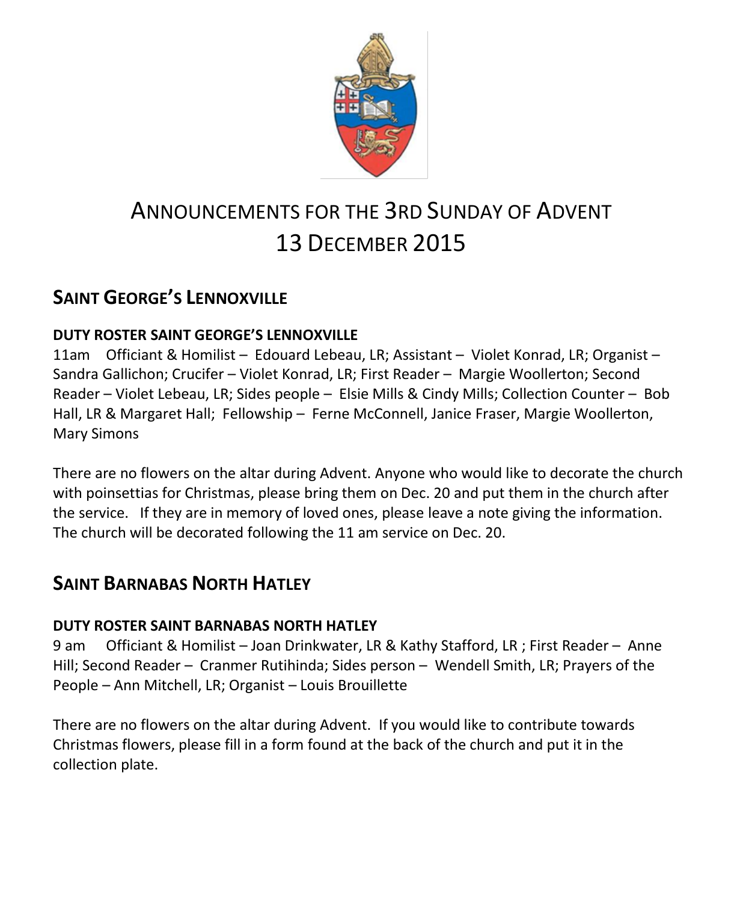# ANNOUNCEMENTS FOR THE 3RD SUNDAY OF ADVENT
# 13 DECEMBER 2015

## SAINT GEORGE'S LENNOXVILLE

### DUTY ROSTER SAINT GEORGE'S LENNOXVILLE

11am Officiant & Homilist – Edouard Lebeau, LR; Assistant – Violet Konrad, LR; Organist – Sandra Gallichon; Crucifer – Violet Konrad, LR; First Reader – Margie Woollerton; Second Reader – Violet Lebeau, LR; Sides people – Elsie Mills & Cindy Mills; Collection Counter – Bob Hall, LR & Margaret Hall; Fellowship – Ferne McConnell, Janice Fraser, Margie Woollerton, Mary Simons

There are no flowers on the altar during Advent. Anyone who would like to decorate the church with poinsettias for Christmas, please bring them on Dec. 20 and put them in the church after the service. If they are in memory of loved ones, please leave a note giving the information. The church will be decorated following the 11 am service on Dec. 20.

## SAINT BARNABAS NORTH HATLEY

### DUTY ROSTER SAINT BARNABAS NORTH HATLEY

9 am Officiant & Homilist – Joan Drinkwater, LR & Kathy Stafford, LR ; First Reader – Anne Hill; Second Reader – Cranmer Rutihinda; Sides person – Wendell Smith, LR; Prayers of the People – Ann Mitchell, LR; Organist – Louis Brouillette

There are no flowers on the altar during Advent. If you would like to contribute towards Christmas flowers, please fill in a form found at the back of the church and put it in the collection plate.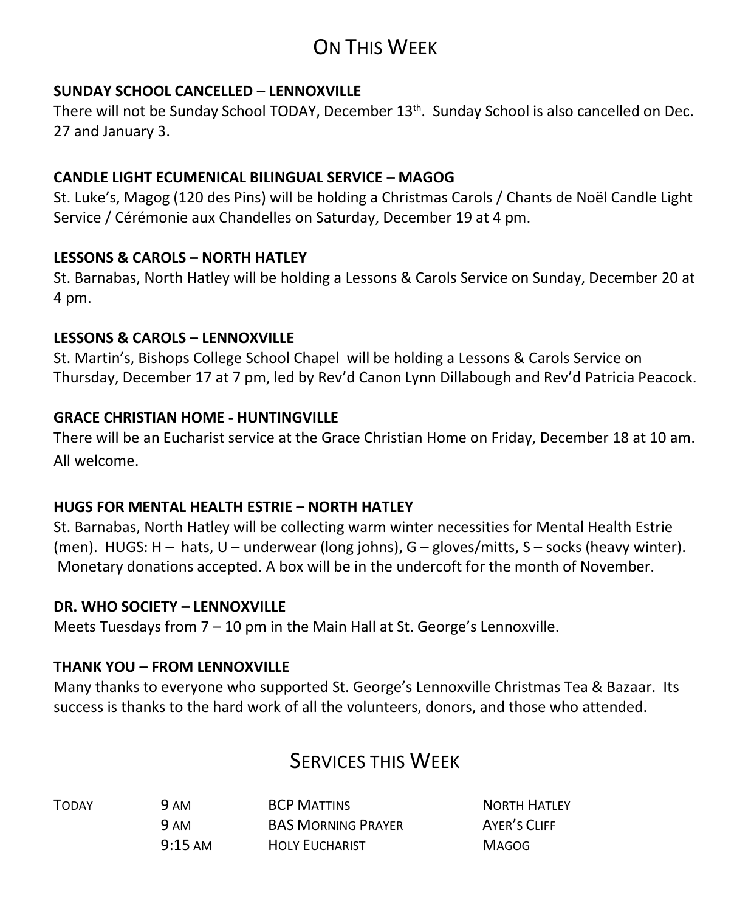# On This Week

**SUNDAY SCHOOL CANCELLED – LENNOXVILLE**

There will not be Sunday School TODAY, December 13th. Sunday School is also cancelled on Dec. 27 and January 3.

**CANDLE LIGHT ECUMENICAL BILINGUAL SERVICE – MAGOG**

St. Luke's, Magog (120 des Pins) will be holding a Christmas Carols / Chants de Noël Candle Light Service / Cérémonie aux Chandelles on Saturday, December 19 at 4 pm.

**LESSONS & CAROLS – NORTH HATLEY**

St. Barnabas, North Hatley will be holding a Lessons & Carols Service on Sunday, December 20 at 4 pm.

**LESSONS & CAROLS – LENNOXVILLE**

St. Martin's, Bishops College School Chapel will be holding a Lessons & Carols Service on Thursday, December 17 at 7 pm, led by Rev'd Canon Lynn Dillabough and Rev'd Patricia Peacock.

**GRACE CHRISTIAN HOME - HUNTINGVILLE**

There will be an Eucharist service at the Grace Christian Home on Friday, December 18 at 10 am. All welcome.

**HUGS FOR MENTAL HEALTH ESTRIE – NORTH HATLEY**

St. Barnabas, North Hatley will be collecting warm winter necessities for Mental Health Estrie (men). HUGS: H – hats, U – underwear (long johns), G – gloves/mitts, S – socks (heavy winter). Monetary donations accepted. A box will be in the undercoft for the month of November.

**DR. WHO SOCIETY – LENNOXVILLE**

Meets Tuesdays from 7 – 10 pm in the Main Hall at St. George's Lennoxville.

**THANK YOU – FROM LENNOXVILLE**

Many thanks to everyone who supported St. George's Lennoxville Christmas Tea & Bazaar. Its success is thanks to the hard work of all the volunteers, donors, and those who attended.

# Services this Week

| | | | |
|---|---|---|---|
| Today | 9 AM | BCP Mattins | North Hatley |
| | 9 AM | BAS Morning Prayer | Ayer's Cliff |
| | 9:15 AM | Holy Eucharist | Magog |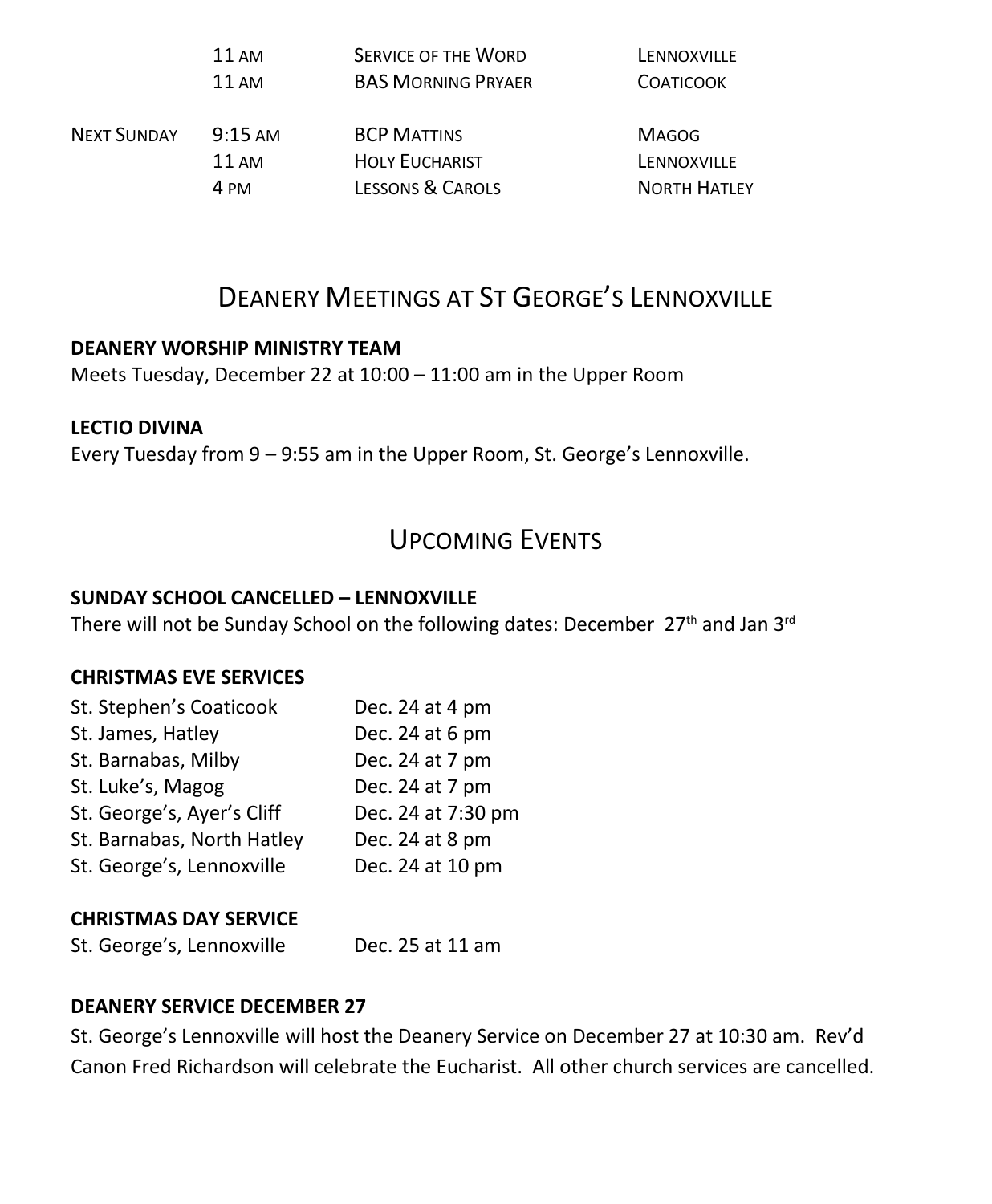|  |  |  |  |
| --- | --- | --- | --- |
|  | 11 AM | SERVICE OF THE WORD | LENNOXVILLE |
|  | 11 AM | BAS MORNING PRYAER | COATICOOK |
| NEXT SUNDAY | 9:15 AM | BCP MATTINS | MAGOG |
|  | 11 AM | HOLY EUCHARIST | LENNOXVILLE |
|  | 4 PM | LESSONS & CAROLS | NORTH HATLEY |

## DEANERY MEETINGS AT ST GEORGE'S LENNOXVILLE

**DEANERY WORSHIP MINISTRY TEAM**
Meets Tuesday, December 22 at 10:00 – 11:00 am in the Upper Room

**LECTIO DIVINA**
Every Tuesday from 9 – 9:55 am in the Upper Room, St. George's Lennoxville.

## UPCOMING EVENTS

**SUNDAY SCHOOL CANCELLED – LENNOXVILLE**
There will not be Sunday School on the following dates: December 27th and Jan 3rd

**CHRISTMAS EVE SERVICES**

|  |  |
| --- | --- |
| St. Stephen's Coaticook | Dec. 24 at 4 pm |
| St. James, Hatley | Dec. 24 at 6 pm |
| St. Barnabas, Milby | Dec. 24 at 7 pm |
| St. Luke's, Magog | Dec. 24 at 7 pm |
| St. George's, Ayer's Cliff | Dec. 24 at 7:30 pm |
| St. Barnabas, North Hatley | Dec. 24 at 8 pm |
| St. George's, Lennoxville | Dec. 24 at 10 pm |

**CHRISTMAS DAY SERVICE**

|  |  |
| --- | --- |
| St. George's, Lennoxville | Dec. 25 at 11 am |

**DEANERY SERVICE DECEMBER 27**
St. George's Lennoxville will host the Deanery Service on December 27 at 10:30 am. Rev'd Canon Fred Richardson will celebrate the Eucharist. All other church services are cancelled.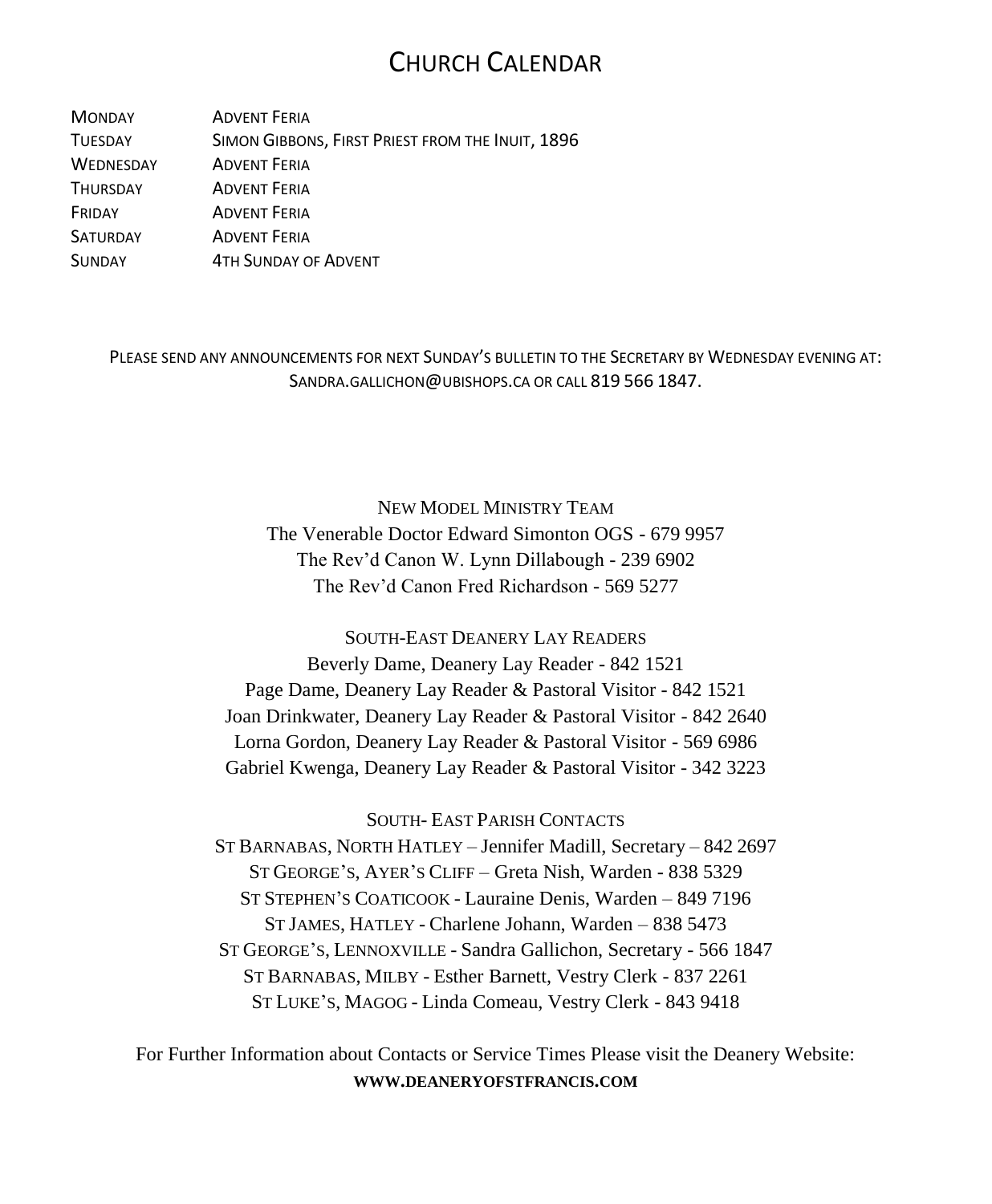# Church Calendar

| | |
|---|---|
| Monday | Advent Feria |
| Tuesday | Simon Gibbons, First Priest from the Inuit, 1896 |
| Wednesday | Advent Feria |
| Thursday | Advent Feria |
| Friday | Advent Feria |
| Saturday | Advent Feria |
| Sunday | 4th Sunday of Advent |

Please send any announcements for next Sunday's bulletin to the Secretary by Wednesday evening at: sandra.gallichon@ubishops.ca or call 819 566 1847.

New Model Ministry Team

The Venerable Doctor Edward Simonton OGS - 679 9957

The Rev'd Canon W. Lynn Dillabough - 239 6902

The Rev'd Canon Fred Richardson - 569 5277

South-East Deanery Lay Readers

Beverly Dame, Deanery Lay Reader - 842 1521

Page Dame, Deanery Lay Reader & Pastoral Visitor - 842 1521

Joan Drinkwater, Deanery Lay Reader & Pastoral Visitor - 842 2640

Lorna Gordon, Deanery Lay Reader & Pastoral Visitor - 569 6986

Gabriel Kwenga, Deanery Lay Reader & Pastoral Visitor - 342 3223

South- East Parish Contacts

St Barnabas, North Hatley – Jennifer Madill, Secretary – 842 2697

St George's, Ayer's Cliff – Greta Nish, Warden - 838 5329

St Stephen's Coaticook - Lauraine Denis, Warden – 849 7196

St James, Hatley - Charlene Johann, Warden – 838 5473

St George's, Lennoxville - Sandra Gallichon, Secretary - 566 1847

St Barnabas, Milby - Esther Barnett, Vestry Clerk - 837 2261

St Luke's, Magog - Linda Comeau, Vestry Clerk - 843 9418

For Further Information about Contacts or Service Times Please visit the Deanery Website:

**WWW.DEANERYOFSTFRANCIS.COM**